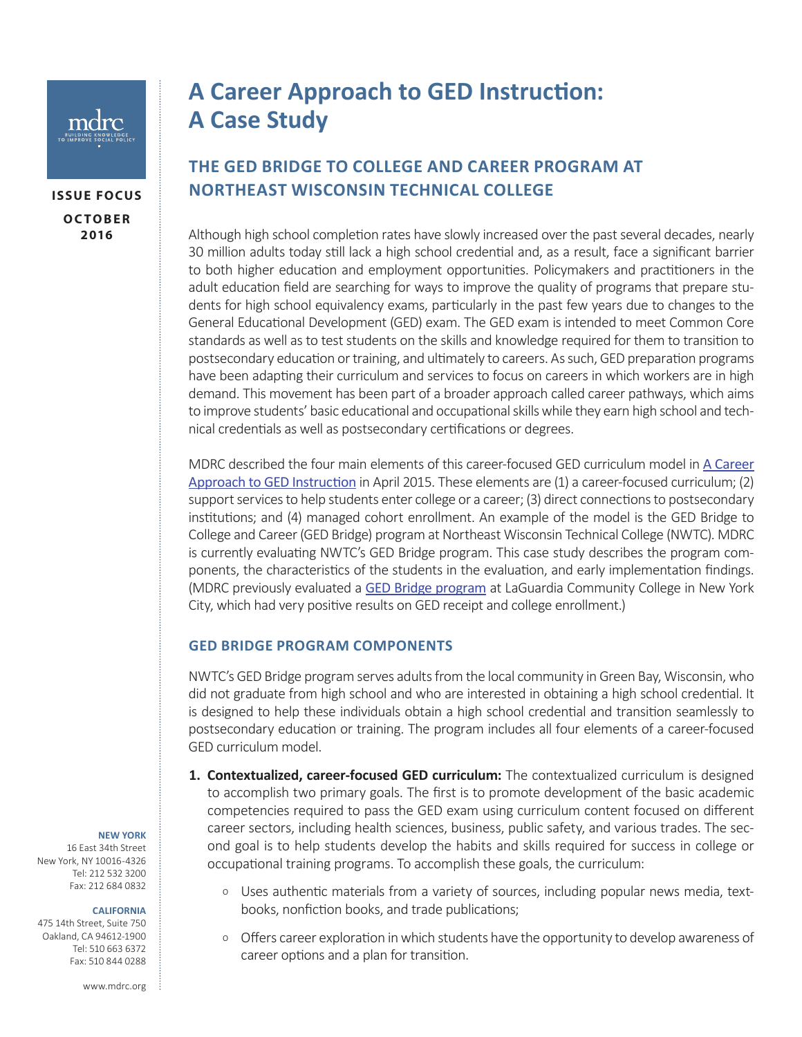mdrc

BUILDING KNOWLEDGE TO IMPROVE SOCIAL POLICY

**ISSUE FOCUS**

**OCTOBER 2016**

# A Career Approach to GED Instruction: A Case Study

## THE GED BRIDGE TO COLLEGE AND CAREER PROGRAM AT NORTHEAST WISCONSIN TECHNICAL COLLEGE

Although high school completion rates have slowly increased over the past several decades, nearly 30 million adults today still lack a high school credential and, as a result, face a significant barrier to both higher education and employment opportunities. Policymakers and practitioners in the adult education field are searching for ways to improve the quality of programs that prepare students for high school equivalency exams, particularly in the past few years due to changes to the General Educational Development (GED) exam. The GED exam is intended to meet Common Core standards as well as to test students on the skills and knowledge required for them to transition to postsecondary education or training, and ultimately to careers. As such, GED preparation programs have been adapting their curriculum and services to focus on careers in which workers are in high demand. This movement has been part of a broader approach called career pathways, which aims to improve students' basic educational and occupational skills while they earn high school and technical credentials as well as postsecondary certifications or degrees.

MDRC described the four main elements of this career-focused GED curriculum model in A Career Approach to GED Instruction in April 2015. These elements are (1) a career-focused curriculum; (2) support services to help students enter college or a career; (3) direct connections to postsecondary institutions; and (4) managed cohort enrollment. An example of the model is the GED Bridge to College and Career (GED Bridge) program at Northeast Wisconsin Technical College (NWTC). MDRC is currently evaluating NWTC's GED Bridge program. This case study describes the program components, the characteristics of the students in the evaluation, and early implementation findings. (MDRC previously evaluated a GED Bridge program at LaGuardia Community College in New York City, which had very positive results on GED receipt and college enrollment.)

### GED BRIDGE PROGRAM COMPONENTS

NWTC's GED Bridge program serves adults from the local community in Green Bay, Wisconsin, who did not graduate from high school and who are interested in obtaining a high school credential. It is designed to help these individuals obtain a high school credential and transition seamlessly to postsecondary education or training. The program includes all four elements of a career-focused GED curriculum model.

1. **Contextualized, career-focused GED curriculum:** The contextualized curriculum is designed to accomplish two primary goals. The first is to promote development of the basic academic competencies required to pass the GED exam using curriculum content focused on different career sectors, including health sciences, business, public safety, and various trades. The second goal is to help students develop the habits and skills required for success in college or occupational training programs. To accomplish these goals, the curriculum:

   - Uses authentic materials from a variety of sources, including popular news media, textbooks, nonfiction books, and trade publications;
   - Offers career exploration in which students have the opportunity to develop awareness of career options and a plan for transition.

**NEW YORK**
16 East 34th Street
New York, NY 10016-4326
Tel: 212 532 3200
Fax: 212 684 0832

**CALIFORNIA**
475 14th Street, Suite 750
Oakland, CA 94612-1900
Tel: 510 663 6372
Fax: 510 844 0288

www.mdrc.org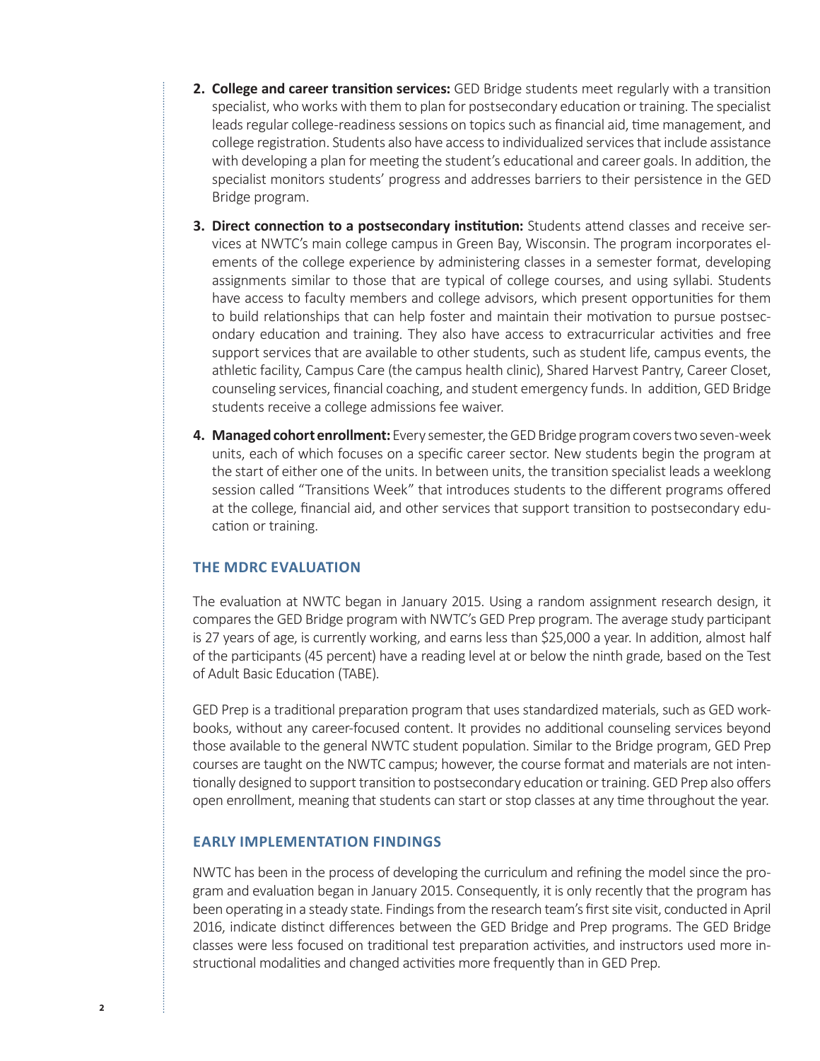2. **College and career transition services:** GED Bridge students meet regularly with a transition specialist, who works with them to plan for postsecondary education or training. The specialist leads regular college-readiness sessions on topics such as financial aid, time management, and college registration. Students also have access to individualized services that include assistance with developing a plan for meeting the student's educational and career goals. In addition, the specialist monitors students' progress and addresses barriers to their persistence in the GED Bridge program.

3. **Direct connection to a postsecondary institution:** Students attend classes and receive services at NWTC's main college campus in Green Bay, Wisconsin. The program incorporates elements of the college experience by administering classes in a semester format, developing assignments similar to those that are typical of college courses, and using syllabi. Students have access to faculty members and college advisors, which present opportunities for them to build relationships that can help foster and maintain their motivation to pursue postsecondary education and training. They also have access to extracurricular activities and free support services that are available to other students, such as student life, campus events, the athletic facility, Campus Care (the campus health clinic), Shared Harvest Pantry, Career Closet, counseling services, financial coaching, and student emergency funds. In addition, GED Bridge students receive a college admissions fee waiver.

4. **Managed cohort enrollment:** Every semester, the GED Bridge program covers two seven-week units, each of which focuses on a specific career sector. New students begin the program at the start of either one of the units. In between units, the transition specialist leads a weeklong session called "Transitions Week" that introduces students to the different programs offered at the college, financial aid, and other services that support transition to postsecondary education or training.

## THE MDRC EVALUATION

The evaluation at NWTC began in January 2015. Using a random assignment research design, it compares the GED Bridge program with NWTC's GED Prep program. The average study participant is 27 years of age, is currently working, and earns less than $25,000 a year. In addition, almost half of the participants (45 percent) have a reading level at or below the ninth grade, based on the Test of Adult Basic Education (TABE).

GED Prep is a traditional preparation program that uses standardized materials, such as GED workbooks, without any career-focused content. It provides no additional counseling services beyond those available to the general NWTC student population. Similar to the Bridge program, GED Prep courses are taught on the NWTC campus; however, the course format and materials are not intentionally designed to support transition to postsecondary education or training. GED Prep also offers open enrollment, meaning that students can start or stop classes at any time throughout the year.

## EARLY IMPLEMENTATION FINDINGS

NWTC has been in the process of developing the curriculum and refining the model since the program and evaluation began in January 2015. Consequently, it is only recently that the program has been operating in a steady state. Findings from the research team's first site visit, conducted in April 2016, indicate distinct differences between the GED Bridge and Prep programs. The GED Bridge classes were less focused on traditional test preparation activities, and instructors used more instructional modalities and changed activities more frequently than in GED Prep.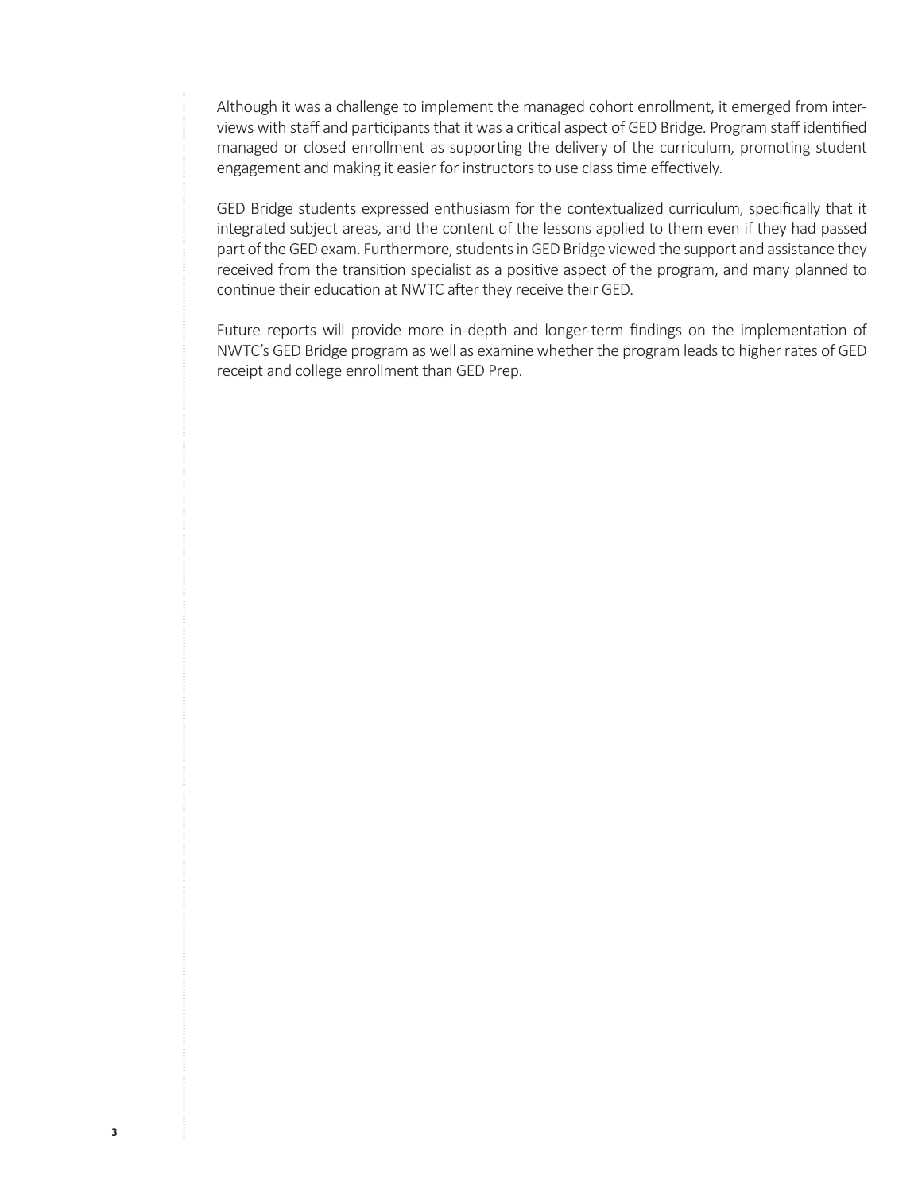Although it was a challenge to implement the managed cohort enrollment, it emerged from interviews with staff and participants that it was a critical aspect of GED Bridge. Program staff identified managed or closed enrollment as supporting the delivery of the curriculum, promoting student engagement and making it easier for instructors to use class time effectively.

GED Bridge students expressed enthusiasm for the contextualized curriculum, specifically that it integrated subject areas, and the content of the lessons applied to them even if they had passed part of the GED exam. Furthermore, students in GED Bridge viewed the support and assistance they received from the transition specialist as a positive aspect of the program, and many planned to continue their education at NWTC after they receive their GED.

Future reports will provide more in-depth and longer-term findings on the implementation of NWTC's GED Bridge program as well as examine whether the program leads to higher rates of GED receipt and college enrollment than GED Prep.